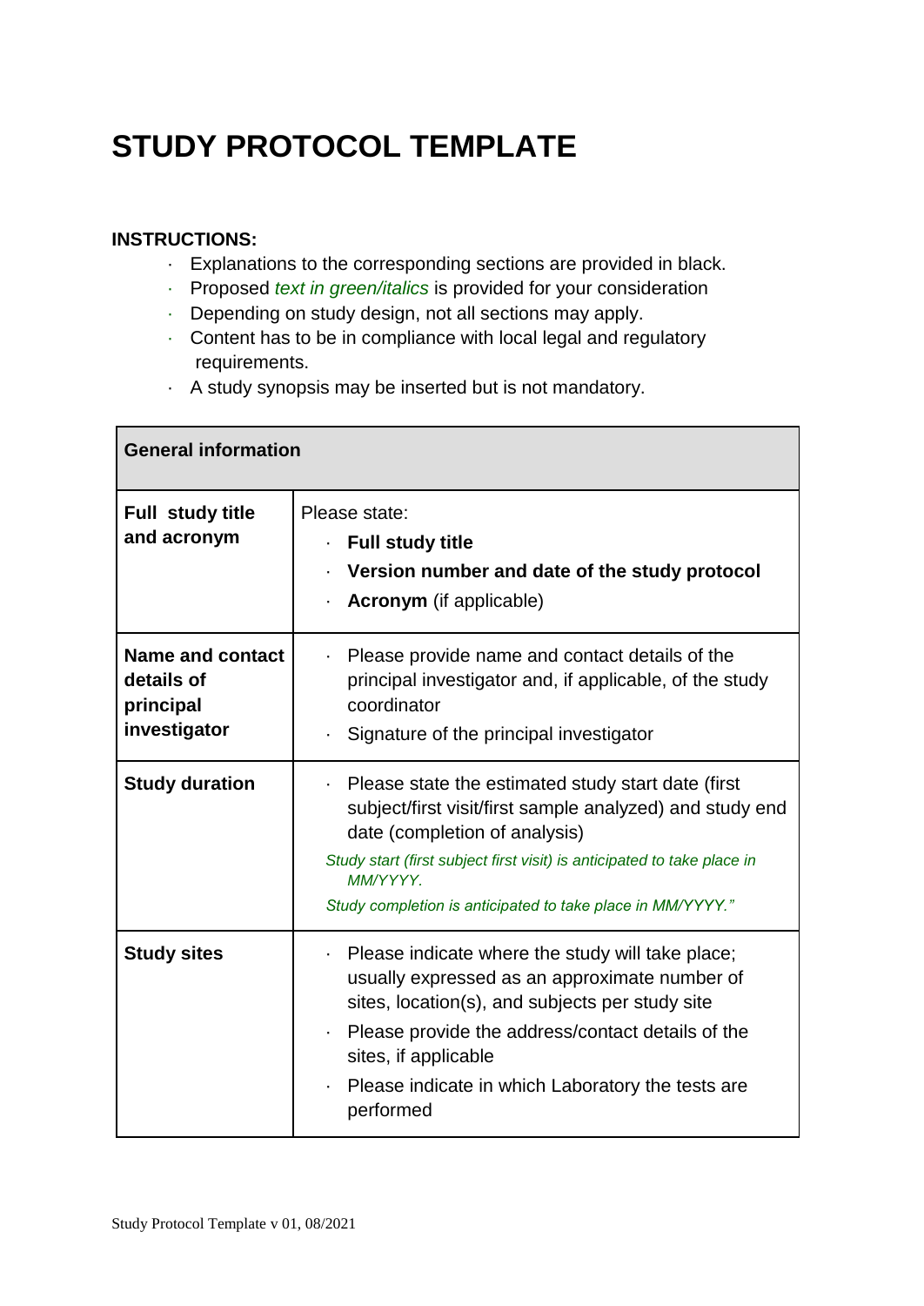# STUDY PROTOCOL TEMPLATE

**INSTRUCTIONS:**

- Explanations to the corresponding sections are provided in black.
- Proposed *text in green/italics* is provided for your consideration
- Depending on study design, not all sections may apply.
- Content has to be in compliance with local legal and regulatory requirements.
- A study synopsis may be inserted but is not mandatory.

| **General information** | |
|---|---|
| **Full study title and acronym** | Please state:<br>· **Full study title**<br>· **Version number and date of the study protocol**<br>· **Acronym** (if applicable) |
| **Name and contact details of principal investigator** | · Please provide name and contact details of the principal investigator and, if applicable, of the study coordinator<br>· Signature of the principal investigator |
| **Study duration** | · Please state the estimated study start date (first subject/first visit/first sample analyzed) and study end date (completion of analysis)<br>*Study start (first subject first visit) is anticipated to take place in MM/YYYY.*<br>*Study completion is anticipated to take place in MM/YYYY."* |
| **Study sites** | · Please indicate where the study will take place; usually expressed as an approximate number of sites, location(s), and subjects per study site<br>· Please provide the address/contact details of the sites, if applicable<br>· Please indicate in which Laboratory the tests are performed |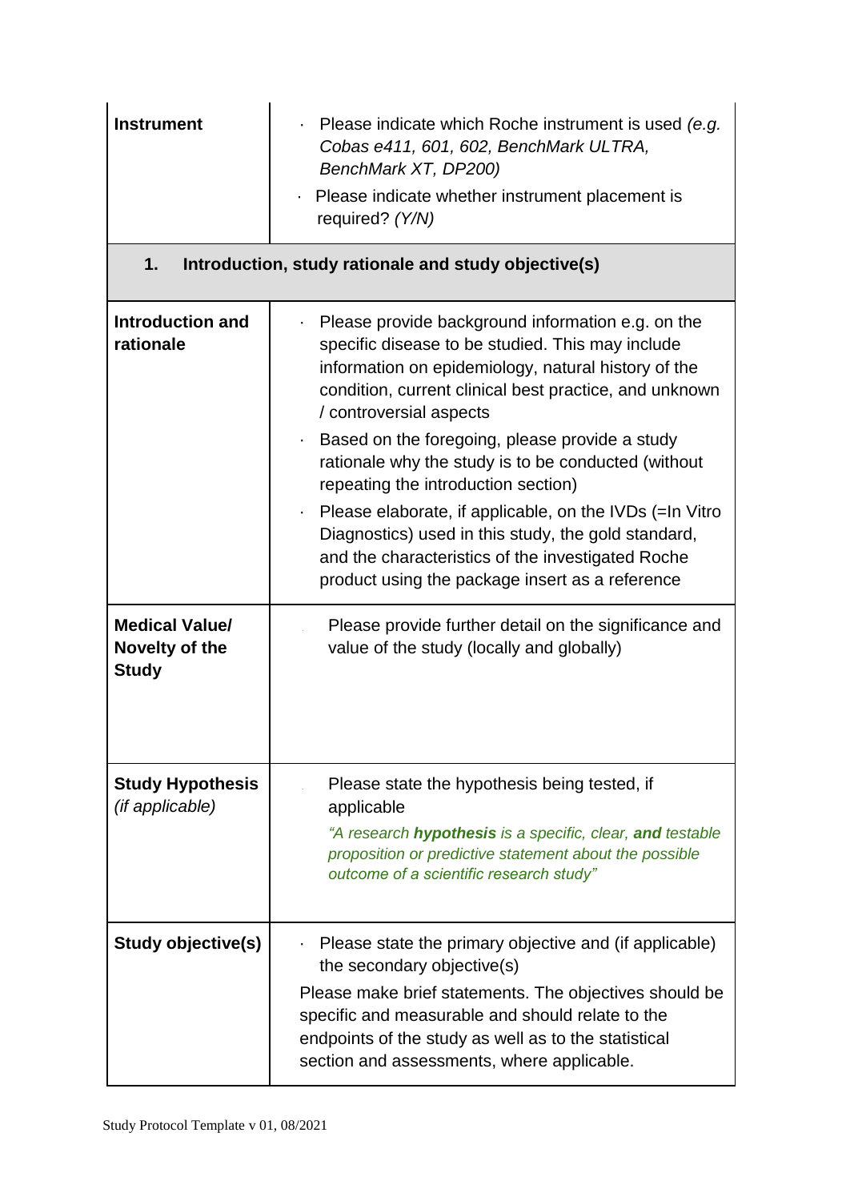| | |
|---|---|
| **Instrument** | · Please indicate which Roche instrument is used *(e.g. Cobas e411, 601, 602, BenchMark ULTRA, BenchMark XT, DP200)*<br>· Please indicate whether instrument placement is required? *(Y/N)* |

## 1. Introduction, study rationale and study objective(s)

| | |
|---|---|
| **Introduction and rationale** | · Please provide background information e.g. on the specific disease to be studied. This may include information on epidemiology, natural history of the condition, current clinical best practice, and unknown / controversial aspects<br>· Based on the foregoing, please provide a study rationale why the study is to be conducted (without repeating the introduction section)<br>· Please elaborate, if applicable, on the IVDs (=In Vitro Diagnostics) used in this study, the gold standard, and the characteristics of the investigated Roche product using the package insert as a reference |
| **Medical Value/ Novelty of the Study** | Please provide further detail on the significance and value of the study (locally and globally) |
| **Study Hypothesis** *(if applicable)* | Please state the hypothesis being tested, if applicable<br>*"A research **hypothesis** is a specific, clear, **and** testable proposition or predictive statement about the possible outcome of a scientific research study"* |
| **Study objective(s)** | · Please state the primary objective and (if applicable) the secondary objective(s)<br>Please make brief statements. The objectives should be specific and measurable and should relate to the endpoints of the study as well as to the statistical section and assessments, where applicable. |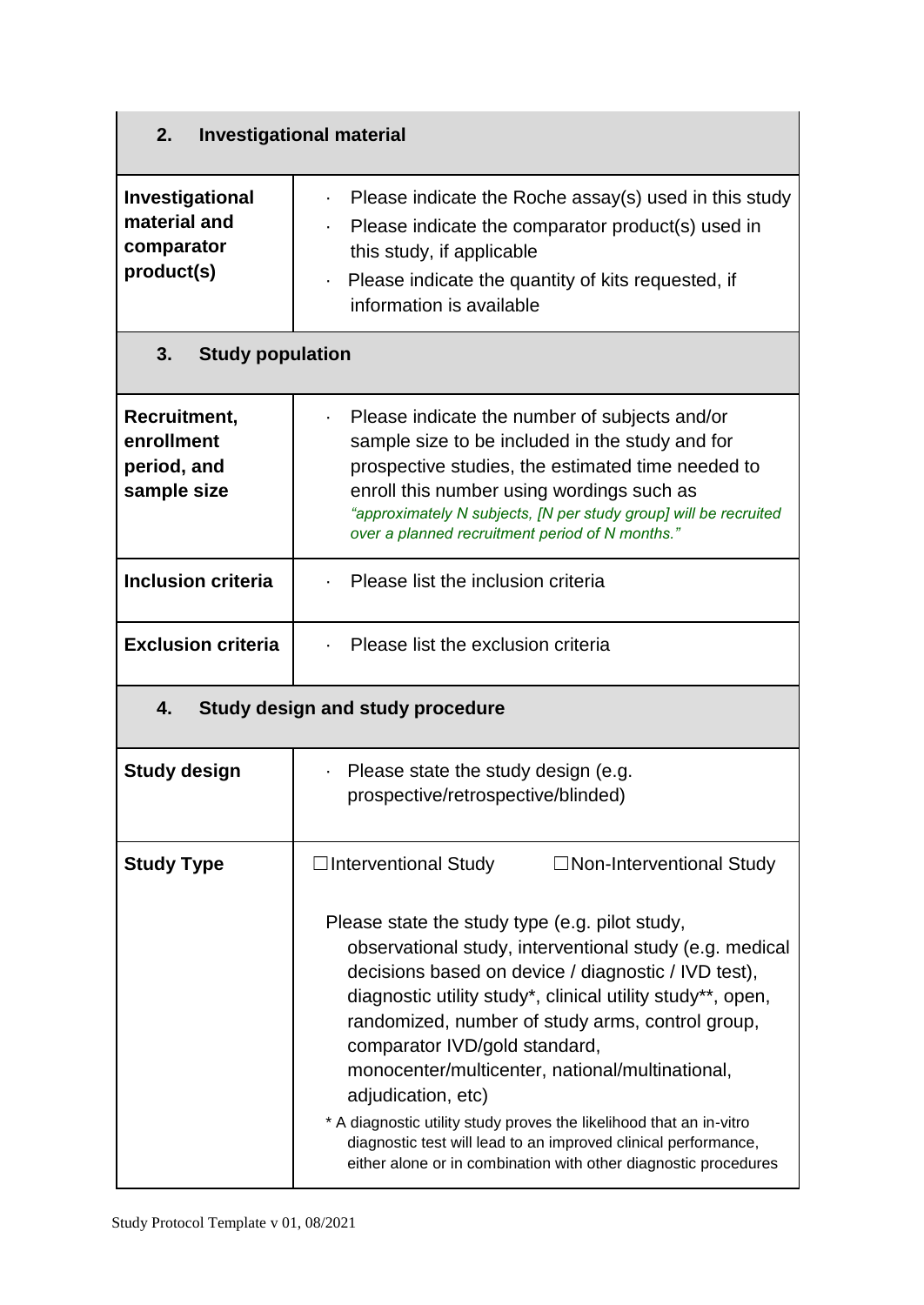| **2. Investigational material** | |
|---|---|
| **Investigational material and comparator product(s)** | · Please indicate the Roche assay(s) used in this study<br>· Please indicate the comparator product(s) used in this study, if applicable<br>· Please indicate the quantity of kits requested, if information is available |

| **3. Study population** | |
|---|---|
| **Recruitment, enrollment period, and sample size** | · Please indicate the number of subjects and/or sample size to be included in the study and for prospective studies, the estimated time needed to enroll this number using wordings such as *"approximately N subjects, [N per study group] will be recruited over a planned recruitment period of N months."* |
| **Inclusion criteria** | · Please list the inclusion criteria |
| **Exclusion criteria** | · Please list the exclusion criteria |

| **4. Study design and study procedure** | |
|---|---|
| **Study design** | · Please state the study design (e.g. prospective/retrospective/blinded) |
| **Study Type** | ☐Interventional Study ☐Non-Interventional Study<br><br>Please state the study type (e.g. pilot study, observational study, interventional study (e.g. medical decisions based on device / diagnostic / IVD test), diagnostic utility study*, clinical utility study**, open, randomized, number of study arms, control group, comparator IVD/gold standard, monocenter/multicenter, national/multinational, adjudication, etc)<br><br>* A diagnostic utility study proves the likelihood that an in-vitro diagnostic test will lead to an improved clinical performance, either alone or in combination with other diagnostic procedures |

Study Protocol Template v 01, 08/2021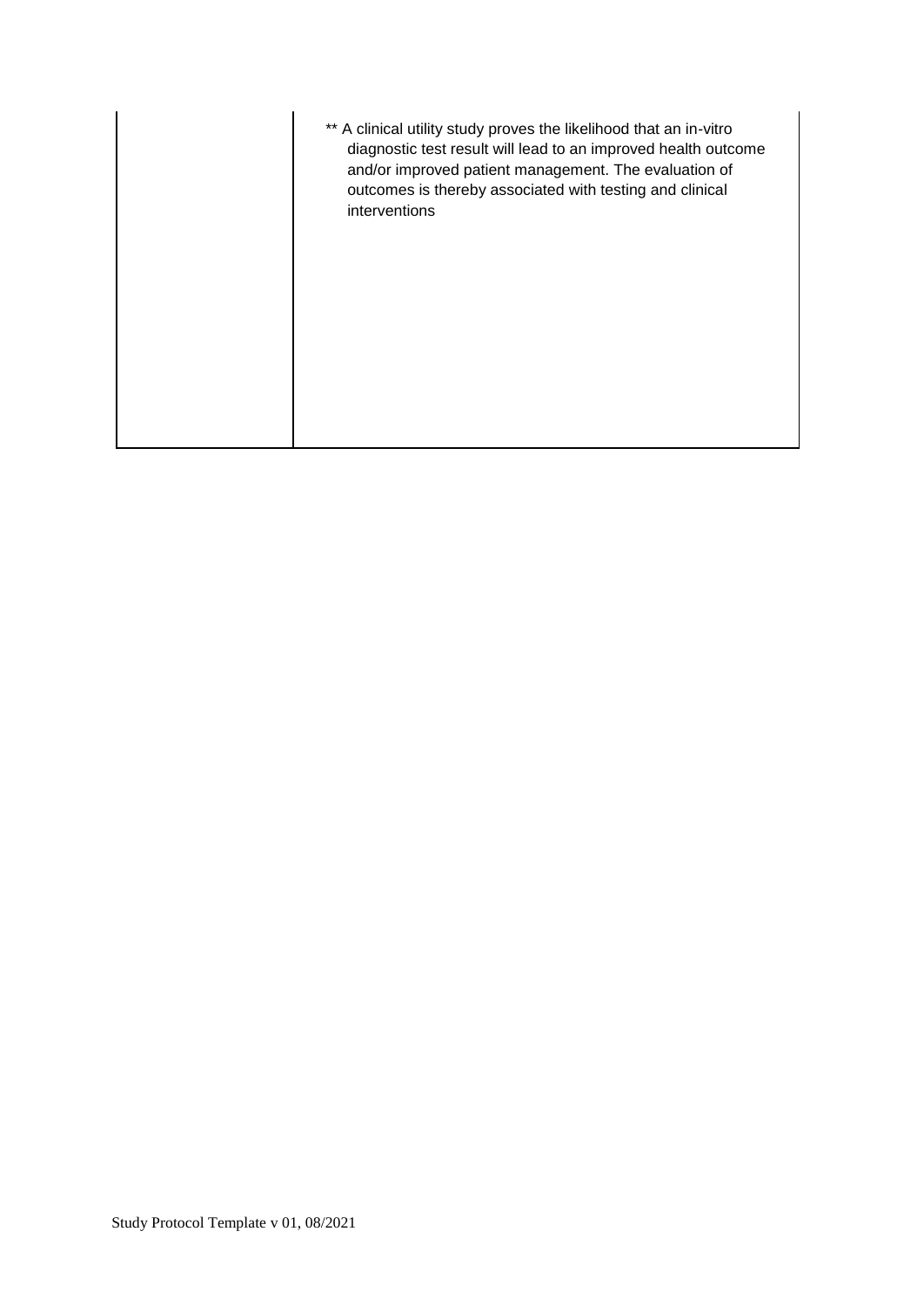|  | ** A clinical utility study proves the likelihood that an in-vitro diagnostic test result will lead to an improved health outcome and/or improved patient management. The evaluation of outcomes is thereby associated with testing and clinical interventions |
| --- | --- |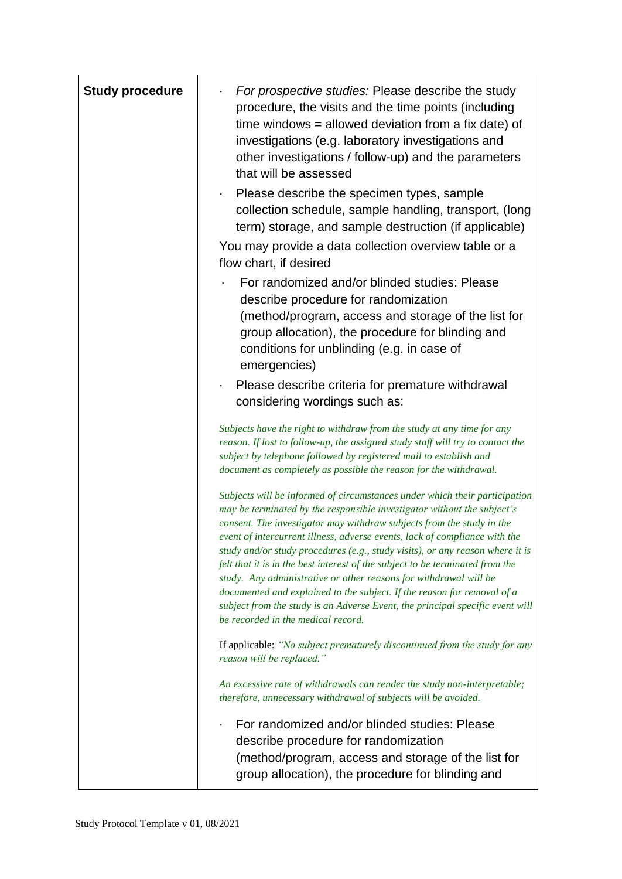| **Study procedure** | - *For prospective studies:* Please describe the study procedure, the visits and the time points (including time windows = allowed deviation from a fix date) of investigations (e.g. laboratory investigations and other investigations / follow-up) and the parameters that will be assessed<br>- Please describe the specimen types, sample collection schedule, sample handling, transport, (long term) storage, and sample destruction (if applicable)<br><br>You may provide a data collection overview table or a flow chart, if desired<br><br>- For randomized and/or blinded studies: Please describe procedure for randomization (method/program, access and storage of the list for group allocation), the procedure for blinding and conditions for unblinding (e.g. in case of emergencies)<br>- Please describe criteria for premature withdrawal considering wordings such as:<br><br>*Subjects have the right to withdraw from the study at any time for any reason. If lost to follow-up, the assigned study staff will try to contact the subject by telephone followed by registered mail to establish and document as completely as possible the reason for the withdrawal.*<br><br>*Subjects will be informed of circumstances under which their participation may be terminated by the responsible investigator without the subject's consent. The investigator may withdraw subjects from the study in the event of intercurrent illness, adverse events, lack of compliance with the study and/or study procedures (e.g., study visits), or any reason where it is felt that it is in the best interest of the subject to be terminated from the study. Any administrative or other reasons for withdrawal will be documented and explained to the subject. If the reason for removal of a subject from the study is an Adverse Event, the principal specific event will be recorded in the medical record.*<br><br>If applicable: *"No subject prematurely discontinued from the study for any reason will be replaced."*<br><br>*An excessive rate of withdrawals can render the study non-interpretable; therefore, unnecessary withdrawal of subjects will be avoided.*<br><br>- For randomized and/or blinded studies: Please describe procedure for randomization (method/program, access and storage of the list for group allocation), the procedure for blinding and |
|---|---|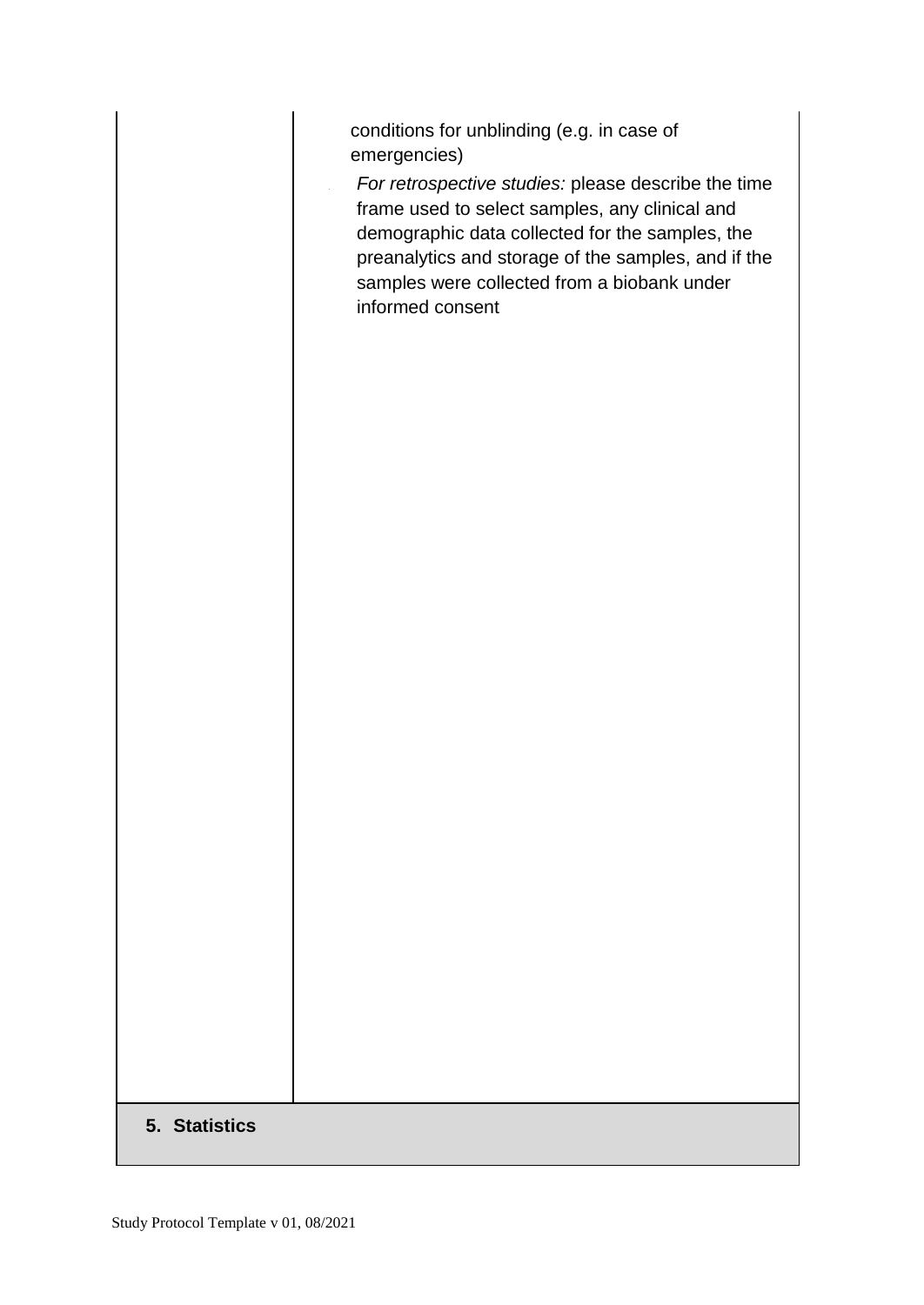| | |
|---|---|
| | conditions for unblinding (e.g. in case of emergencies)<br>- *For retrospective studies:* please describe the time frame used to select samples, any clinical and demographic data collected for the samples, the preanalytics and storage of the samples, and if the samples were collected from a biobank under informed consent |

## 5. Statistics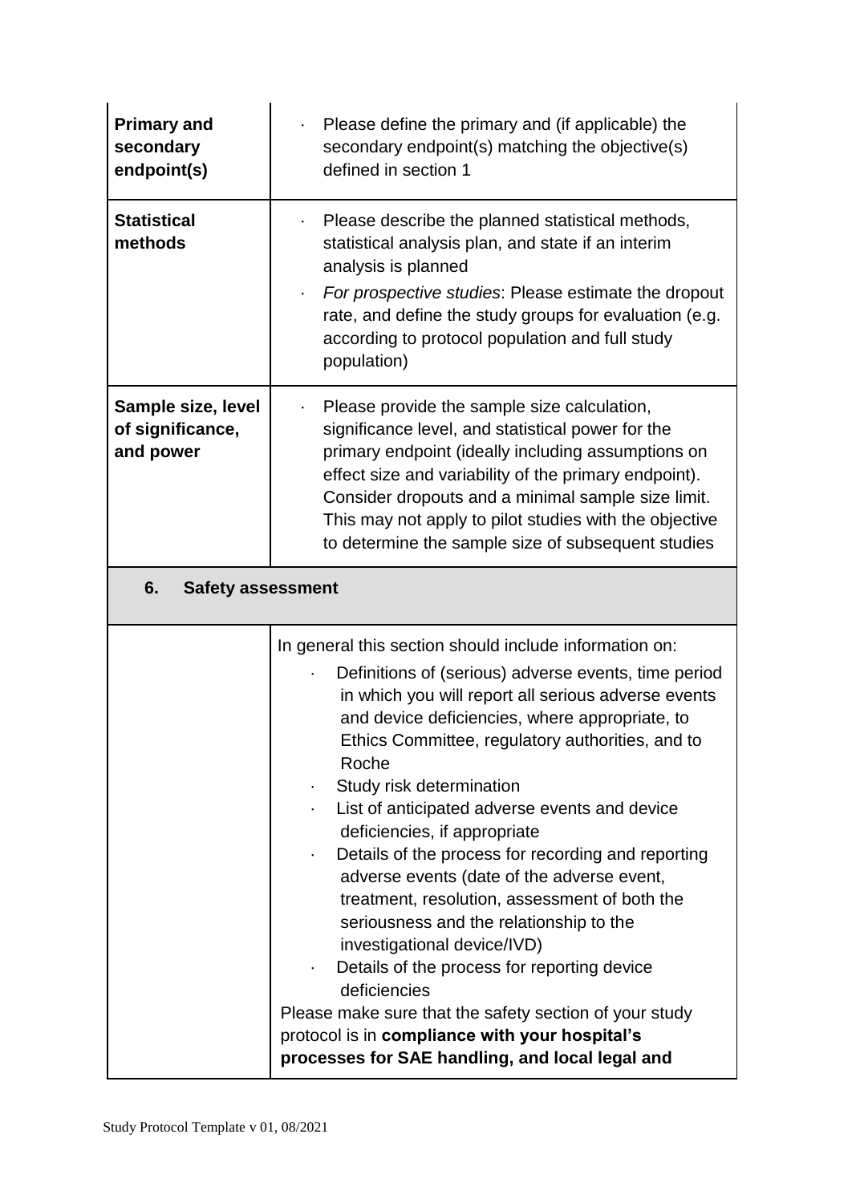| | |
|---|---|
| **Primary and secondary endpoint(s)** | · Please define the primary and (if applicable) the secondary endpoint(s) matching the objective(s) defined in section 1 |
| **Statistical methods** | · Please describe the planned statistical methods, statistical analysis plan, and state if an interim analysis is planned<br>· *For prospective studies*: Please estimate the dropout rate, and define the study groups for evaluation (e.g. according to protocol population and full study population) |
| **Sample size, level of significance, and power** | · Please provide the sample size calculation, significance level, and statistical power for the primary endpoint (ideally including assumptions on effect size and variability of the primary endpoint). Consider dropouts and a minimal sample size limit. This may not apply to pilot studies with the objective to determine the sample size of subsequent studies |
| **6. Safety assessment** | |
| | In general this section should include information on:<br>· Definitions of (serious) adverse events, time period in which you will report all serious adverse events and device deficiencies, where appropriate, to Ethics Committee, regulatory authorities, and to Roche<br>· Study risk determination<br>· List of anticipated adverse events and device deficiencies, if appropriate<br>· Details of the process for recording and reporting adverse events (date of the adverse event, treatment, resolution, assessment of both the seriousness and the relationship to the investigational device/IVD)<br>· Details of the process for reporting device deficiencies<br>Please make sure that the safety section of your study protocol is in **compliance with your hospital's processes for SAE handling, and local legal and** |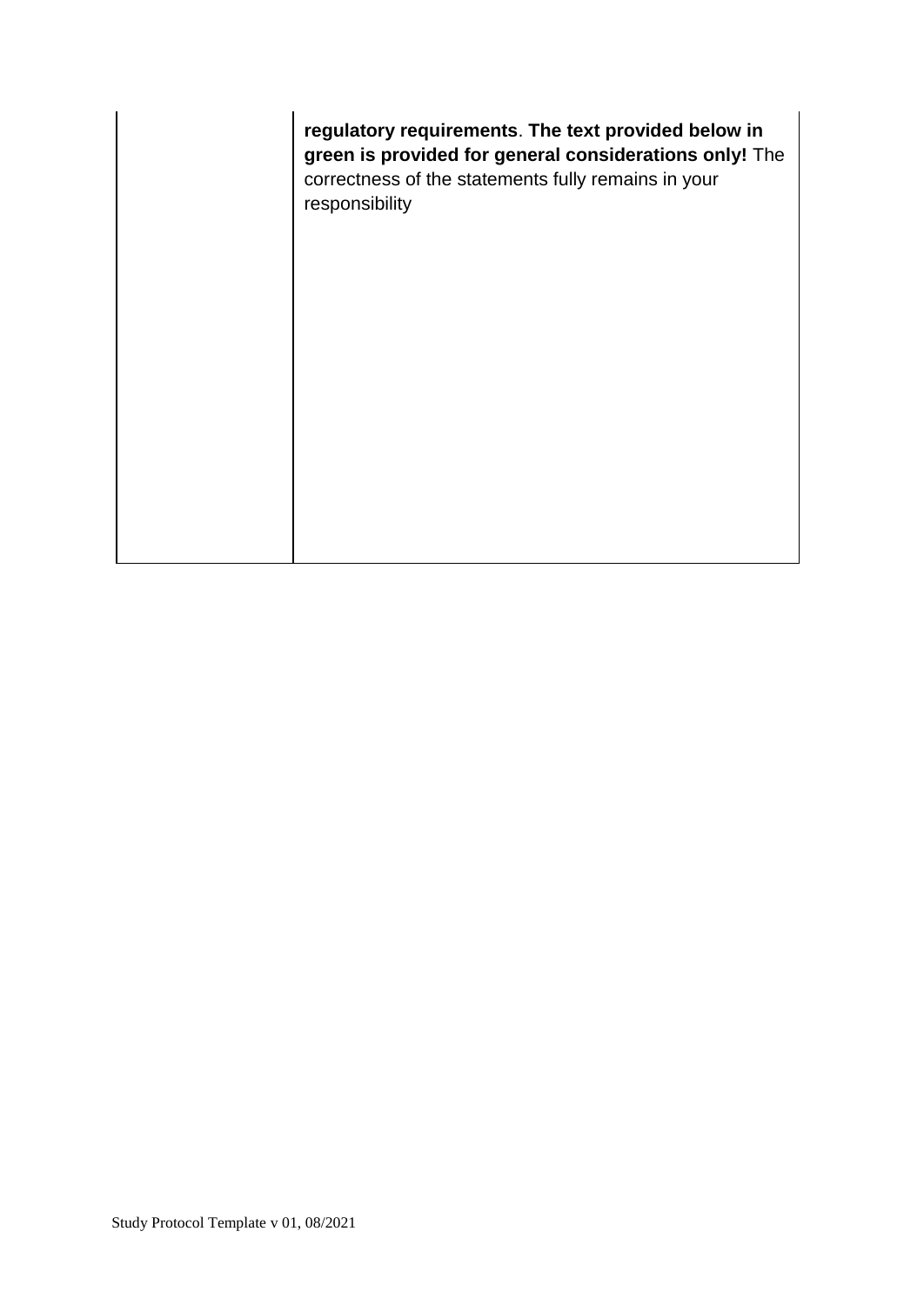| | **regulatory requirements**. **The text provided below in green is provided for general considerations only!** The correctness of the statements fully remains in your responsibility |
|---|---|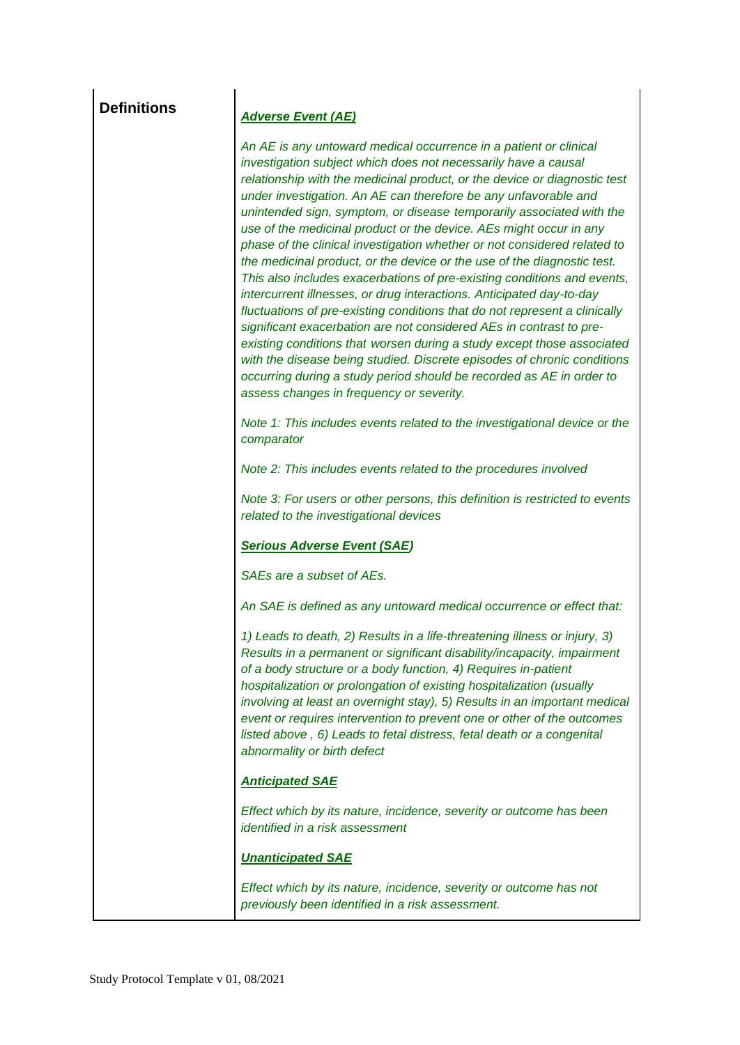| **Definitions** | ***Adverse Event (AE)***<br><br>*An AE is any untoward medical occurrence in a patient or clinical investigation subject which does not necessarily have a causal relationship with the medicinal product, or the device or diagnostic test under investigation. An AE can therefore be any unfavorable and unintended sign, symptom, or disease temporarily associated with the use of the medicinal product or the device. AEs might occur in any phase of the clinical investigation whether or not considered related to the medicinal product, or the device or the use of the diagnostic test. This also includes exacerbations of pre-existing conditions and events, intercurrent illnesses, or drug interactions. Anticipated day-to-day fluctuations of pre-existing conditions that do not represent a clinically significant exacerbation are not considered AEs in contrast to pre-existing conditions that worsen during a study except those associated with the disease being studied. Discrete episodes of chronic conditions occurring during a study period should be recorded as AE in order to assess changes in frequency or severity.*<br><br>*Note 1: This includes events related to the investigational device or the comparator*<br><br>*Note 2: This includes events related to the procedures involved*<br><br>*Note 3: For users or other persons, this definition is restricted to events related to the investigational devices*<br><br>***Serious Adverse Event (SAE)***<br><br>*SAEs are a subset of AEs.*<br><br>*An SAE is defined as any untoward medical occurrence or effect that:*<br><br>*1) Leads to death, 2) Results in a life-threatening illness or injury, 3) Results in a permanent or significant disability/incapacity, impairment of a body structure or a body function, 4) Requires in-patient hospitalization or prolongation of existing hospitalization (usually involving at least an overnight stay), 5) Results in an important medical event or requires intervention to prevent one or other of the outcomes listed above , 6) Leads to fetal distress, fetal death or a congenital abnormality or birth defect*<br><br>***Anticipated SAE***<br><br>*Effect which by its nature, incidence, severity or outcome has been identified in a risk assessment*<br><br>***Unanticipated SAE***<br><br>*Effect which by its nature, incidence, severity or outcome has not previously been identified in a risk assessment.* |
|---|---|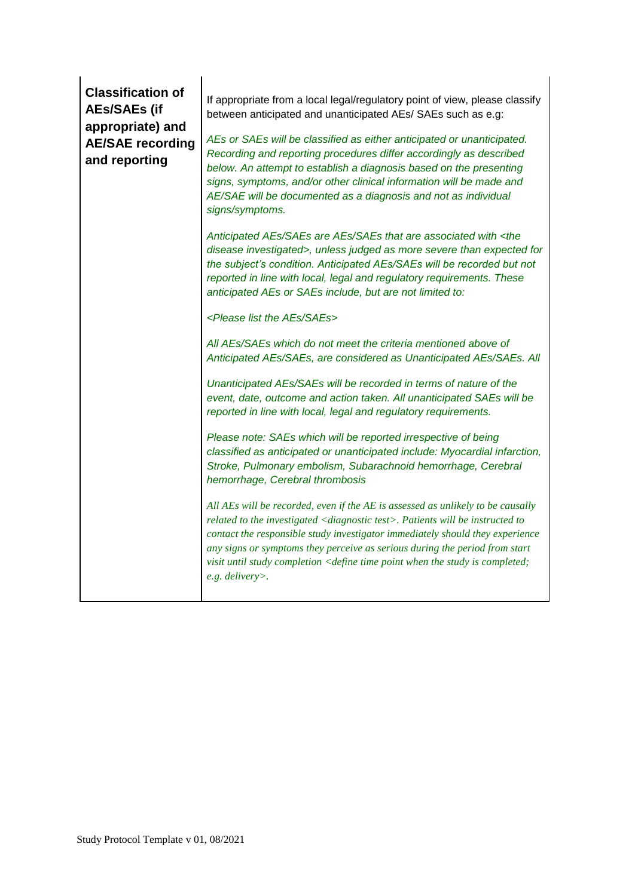| **Classification of AEs/SAEs (if appropriate) and AE/SAE recording and reporting** | If appropriate from a local legal/regulatory point of view, please classify between anticipated and unanticipated AEs/ SAEs such as e.g:<br><br>*AEs or SAEs will be classified as either anticipated or unanticipated. Recording and reporting procedures differ accordingly as described below. An attempt to establish a diagnosis based on the presenting signs, symptoms, and/or other clinical information will be made and AE/SAE will be documented as a diagnosis and not as individual signs/symptoms.*<br><br>*Anticipated AEs/SAEs are AEs/SAEs that are associated with <the disease investigated>, unless judged as more severe than expected for the subject's condition. Anticipated AEs/SAEs will be recorded but not reported in line with local, legal and regulatory requirements. These anticipated AEs or SAEs include, but are not limited to:*<br><br>*<Please list the AEs/SAEs>*<br><br>*All AEs/SAEs which do not meet the criteria mentioned above of Anticipated AEs/SAEs, are considered as Unanticipated AEs/SAEs. All*<br><br>*Unanticipated AEs/SAEs will be recorded in terms of nature of the event, date, outcome and action taken. All unanticipated SAEs will be reported in line with local, legal and regulatory requirements.*<br><br>*Please note: SAEs which will be reported irrespective of being classified as anticipated or unanticipated include: Myocardial infarction, Stroke, Pulmonary embolism, Subarachnoid hemorrhage, Cerebral hemorrhage, Cerebral thrombosis*<br><br>*All AEs will be recorded, even if the AE is assessed as unlikely to be causally related to the investigated <diagnostic test>. Patients will be instructed to contact the responsible study investigator immediately should they experience any signs or symptoms they perceive as serious during the period from start visit until study completion <define time point when the study is completed; e.g. delivery>.* |
|---|---|

Study Protocol Template v 01, 08/2021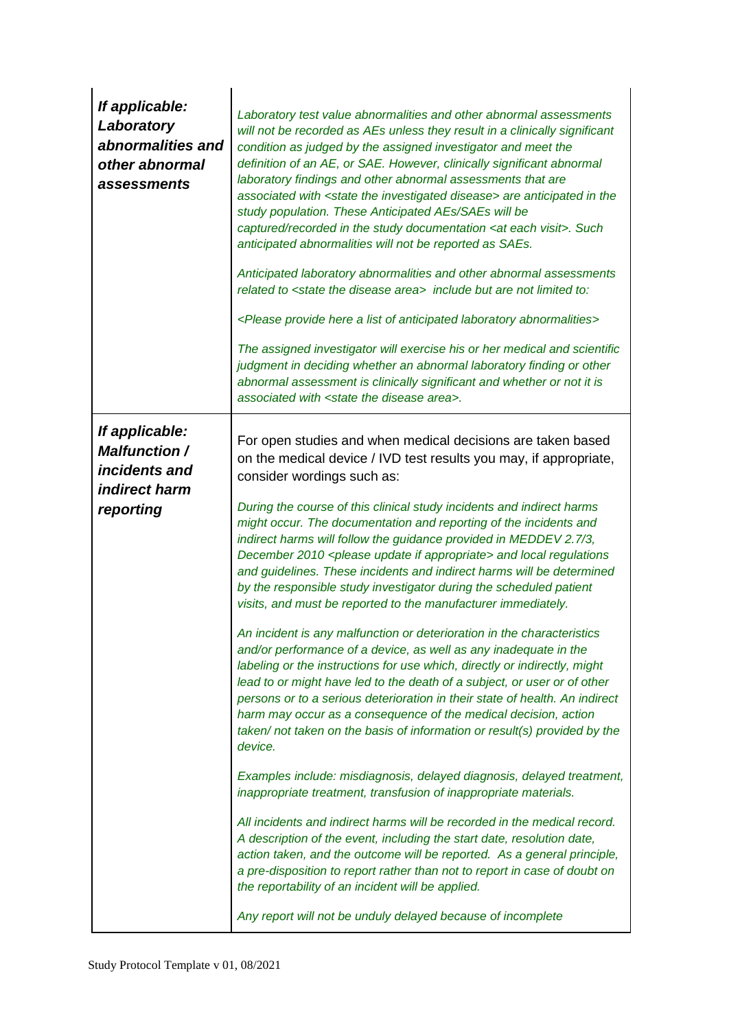| | |
|---|---|
| ***If applicable: Laboratory abnormalities and other abnormal assessments*** | *Laboratory test value abnormalities and other abnormal assessments will not be recorded as AEs unless they result in a clinically significant condition as judged by the assigned investigator and meet the definition of an AE, or SAE. However, clinically significant abnormal laboratory findings and other abnormal assessments that are associated with <state the investigated disease> are anticipated in the study population. These Anticipated AEs/SAEs will be captured/recorded in the study documentation <at each visit>. Such anticipated abnormalities will not be reported as SAEs.*<br><br>*Anticipated laboratory abnormalities and other abnormal assessments related to <state the disease area> include but are not limited to:*<br><br>*<Please provide here a list of anticipated laboratory abnormalities>*<br><br>*The assigned investigator will exercise his or her medical and scientific judgment in deciding whether an abnormal laboratory finding or other abnormal assessment is clinically significant and whether or not it is associated with <state the disease area>.* |
| ***If applicable: Malfunction / incidents and indirect harm reporting*** | For open studies and when medical decisions are taken based on the medical device / IVD test results you may, if appropriate, consider wordings such as:<br><br>*During the course of this clinical study incidents and indirect harms might occur. The documentation and reporting of the incidents and indirect harms will follow the guidance provided in MEDDEV 2.7/3, December 2010 <please update if appropriate> and local regulations and guidelines. These incidents and indirect harms will be determined by the responsible study investigator during the scheduled patient visits, and must be reported to the manufacturer immediately.*<br><br>*An incident is any malfunction or deterioration in the characteristics and/or performance of a device, as well as any inadequate in the labeling or the instructions for use which, directly or indirectly, might lead to or might have led to the death of a subject, or user or of other persons or to a serious deterioration in their state of health. An indirect harm may occur as a consequence of the medical decision, action taken/ not taken on the basis of information or result(s) provided by the device.*<br><br>*Examples include: misdiagnosis, delayed diagnosis, delayed treatment, inappropriate treatment, transfusion of inappropriate materials.*<br><br>*All incidents and indirect harms will be recorded in the medical record. A description of the event, including the start date, resolution date, action taken, and the outcome will be reported. As a general principle, a pre-disposition to report rather than not to report in case of doubt on the reportability of an incident will be applied.*<br><br>*Any report will not be unduly delayed because of incomplete* |

Study Protocol Template v 01, 08/2021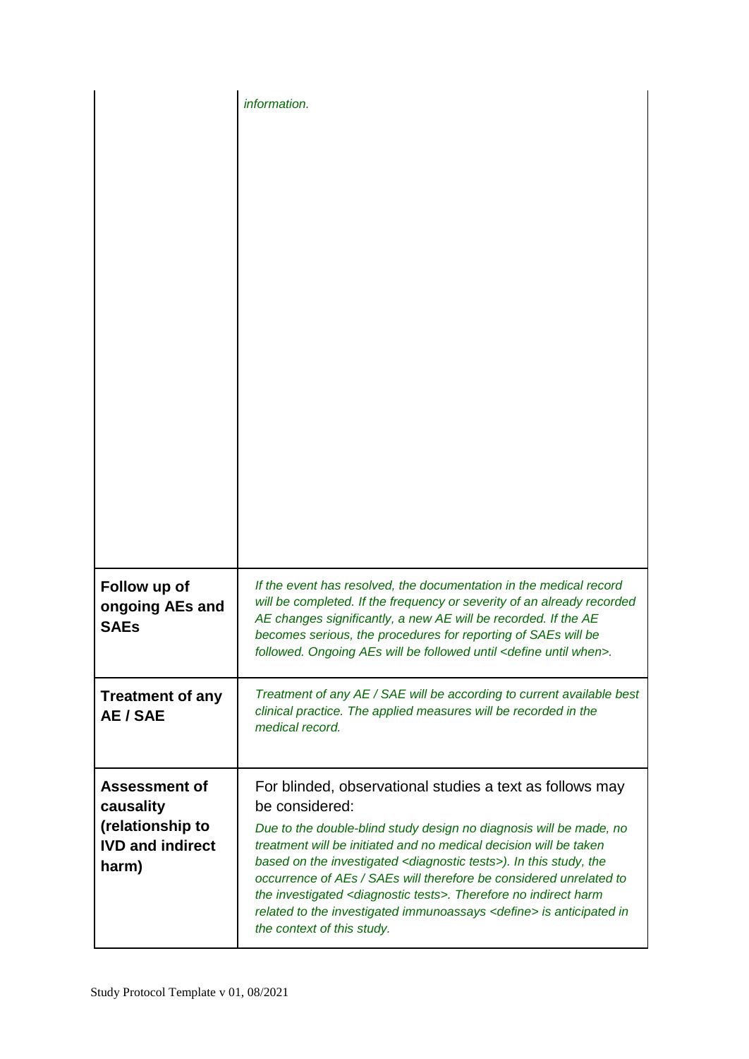| | |
|---|---|
| | *information.* |
| **Follow up of ongoing AEs and SAEs** | *If the event has resolved, the documentation in the medical record will be completed. If the frequency or severity of an already recorded AE changes significantly, a new AE will be recorded. If the AE becomes serious, the procedures for reporting of SAEs will be followed. Ongoing AEs will be followed until <define until when>.* |
| **Treatment of any AE / SAE** | *Treatment of any AE / SAE will be according to current available best clinical practice. The applied measures will be recorded in the medical record.* |
| **Assessment of causality (relationship to IVD and indirect harm)** | For blinded, observational studies a text as follows may be considered: *Due to the double-blind study design no diagnosis will be made, no treatment will be initiated and no medical decision will be taken based on the investigated <diagnostic tests>). In this study, the occurrence of AEs / SAEs will therefore be considered unrelated to the investigated <diagnostic tests>. Therefore no indirect harm related to the investigated immunoassays <define> is anticipated in the context of this study.* |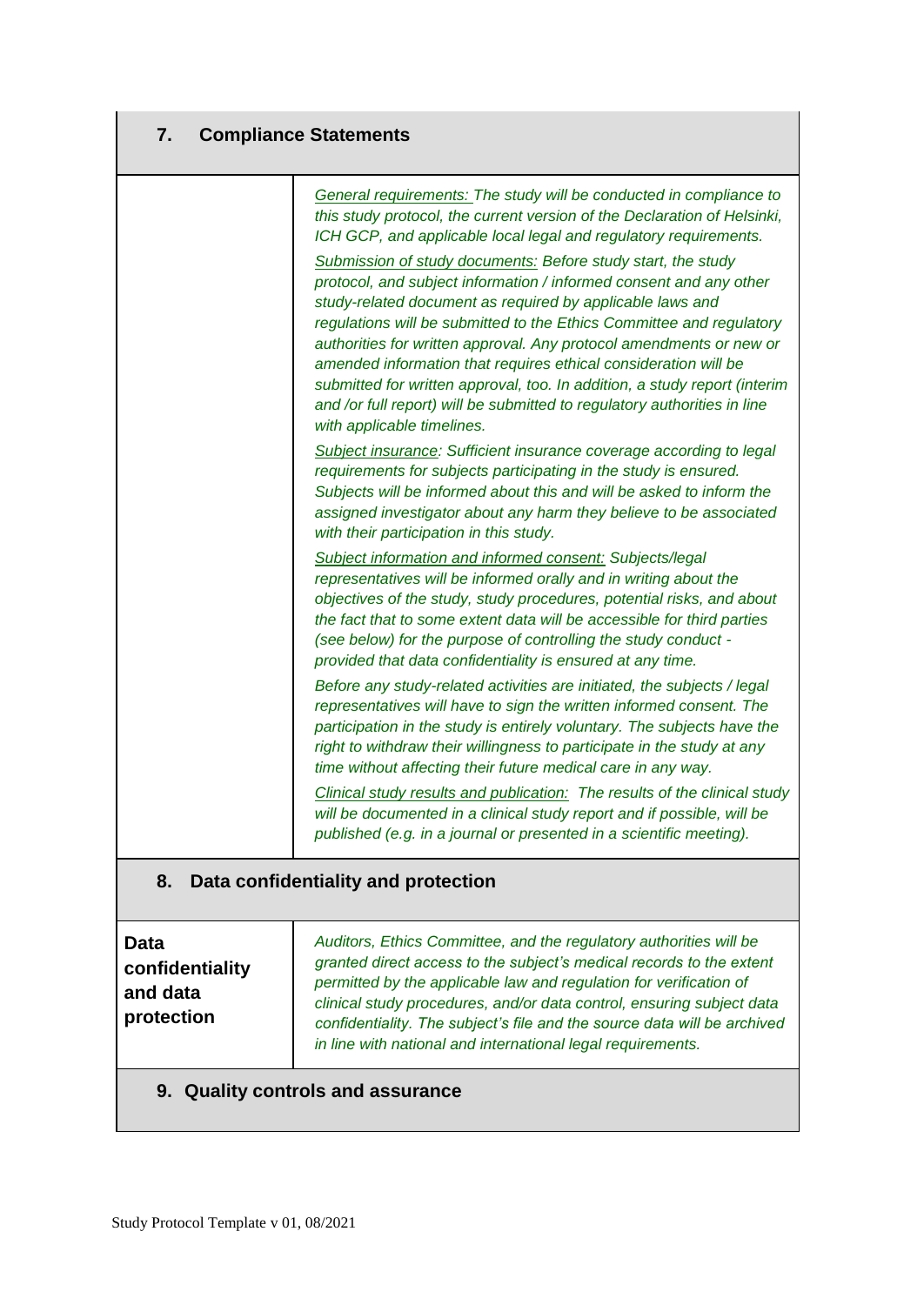## 7. Compliance Statements

| | |
|---|---|
| | *General requirements: The study will be conducted in compliance to this study protocol, the current version of the Declaration of Helsinki, ICH GCP, and applicable local legal and regulatory requirements.*<br><br>*Submission of study documents: Before study start, the study protocol, and subject information / informed consent and any other study-related document as required by applicable laws and regulations will be submitted to the Ethics Committee and regulatory authorities for written approval. Any protocol amendments or new or amended information that requires ethical consideration will be submitted for written approval, too. In addition, a study report (interim and /or full report) will be submitted to regulatory authorities in line with applicable timelines.*<br><br>*Subject insurance: Sufficient insurance coverage according to legal requirements for subjects participating in the study is ensured. Subjects will be informed about this and will be asked to inform the assigned investigator about any harm they believe to be associated with their participation in this study.*<br><br>*Subject information and informed consent: Subjects/legal representatives will be informed orally and in writing about the objectives of the study, study procedures, potential risks, and about the fact that to some extent data will be accessible for third parties (see below) for the purpose of controlling the study conduct - provided that data confidentiality is ensured at any time.*<br><br>*Before any study-related activities are initiated, the subjects / legal representatives will have to sign the written informed consent. The participation in the study is entirely voluntary. The subjects have the right to withdraw their willingness to participate in the study at any time without affecting their future medical care in any way.*<br><br>*Clinical study results and publication: The results of the clinical study will be documented in a clinical study report and if possible, will be published (e.g. in a journal or presented in a scientific meeting).* |

## 8. Data confidentiality and protection

| | |
|---|---|
| **Data confidentiality and data protection** | *Auditors, Ethics Committee, and the regulatory authorities will be granted direct access to the subject's medical records to the extent permitted by the applicable law and regulation for verification of clinical study procedures, and/or data control, ensuring subject data confidentiality. The subject's file and the source data will be archived in line with national and international legal requirements.* |

## 9. Quality controls and assurance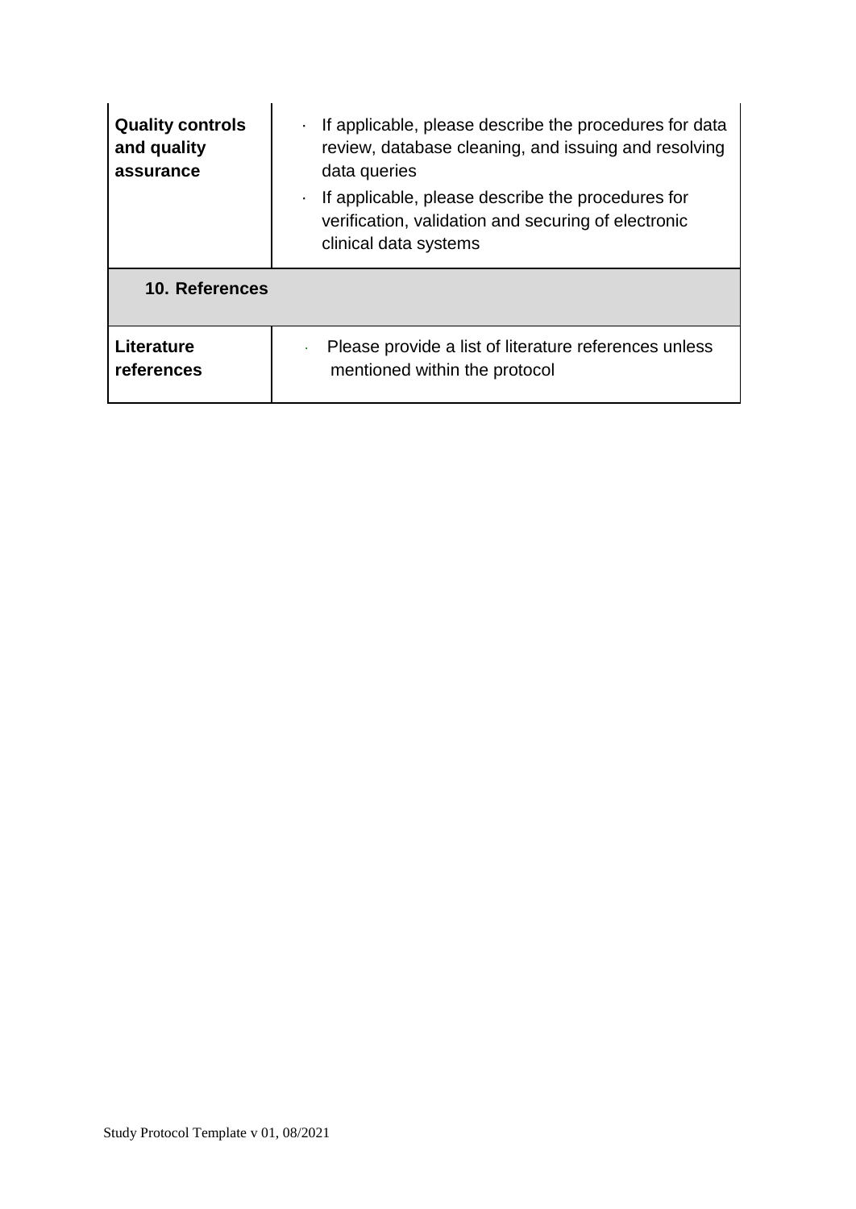| | |
|---|---|
| **Quality controls and quality assurance** | · If applicable, please describe the procedures for data review, database cleaning, and issuing and resolving data queries<br>· If applicable, please describe the procedures for verification, validation and securing of electronic clinical data systems |
| **10. References** | |
| **Literature references** | · Please provide a list of literature references unless mentioned within the protocol |